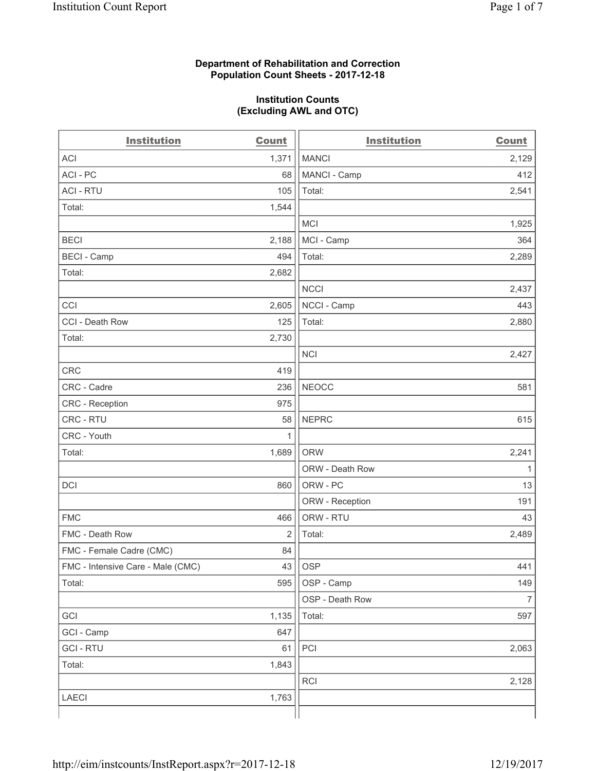**Department of Rehabilitation and Correction**
**Population Count Sheets - 2017-12-18**

**Institution Counts**
**(Excluding AWL and OTC)**

| Institution | Count | Institution | Count |
|---|---|---|---|
| ACI | 1,371 | MANCI | 2,129 |
| ACI - PC | 68 | MANCI - Camp | 412 |
| ACI - RTU | 105 | Total: | 2,541 |
| Total: | 1,544 | | |
| | | MCI | 1,925 |
| BECI | 2,188 | MCI - Camp | 364 |
| BECI - Camp | 494 | Total: | 2,289 |
| Total: | 2,682 | | |
| | | NCCI | 2,437 |
| CCI | 2,605 | NCCI - Camp | 443 |
| CCI - Death Row | 125 | Total: | 2,880 |
| Total: | 2,730 | | |
| | | NCI | 2,427 |
| CRC | 419 | | |
| CRC - Cadre | 236 | NEOCC | 581 |
| CRC - Reception | 975 | | |
| CRC - RTU | 58 | NEPRC | 615 |
| CRC - Youth | 1 | | |
| Total: | 1,689 | ORW | 2,241 |
| | | ORW - Death Row | 1 |
| DCI | 860 | ORW - PC | 13 |
| | | ORW - Reception | 191 |
| FMC | 466 | ORW - RTU | 43 |
| FMC - Death Row | 2 | Total: | 2,489 |
| FMC - Female Cadre (CMC) | 84 | | |
| FMC - Intensive Care - Male (CMC) | 43 | OSP | 441 |
| Total: | 595 | OSP - Camp | 149 |
| | | OSP - Death Row | 7 |
| GCI | 1,135 | Total: | 597 |
| GCI - Camp | 647 | | |
| GCI - RTU | 61 | PCI | 2,063 |
| Total: | 1,843 | | |
| | | RCI | 2,128 |
| LAECI | 1,763 | | |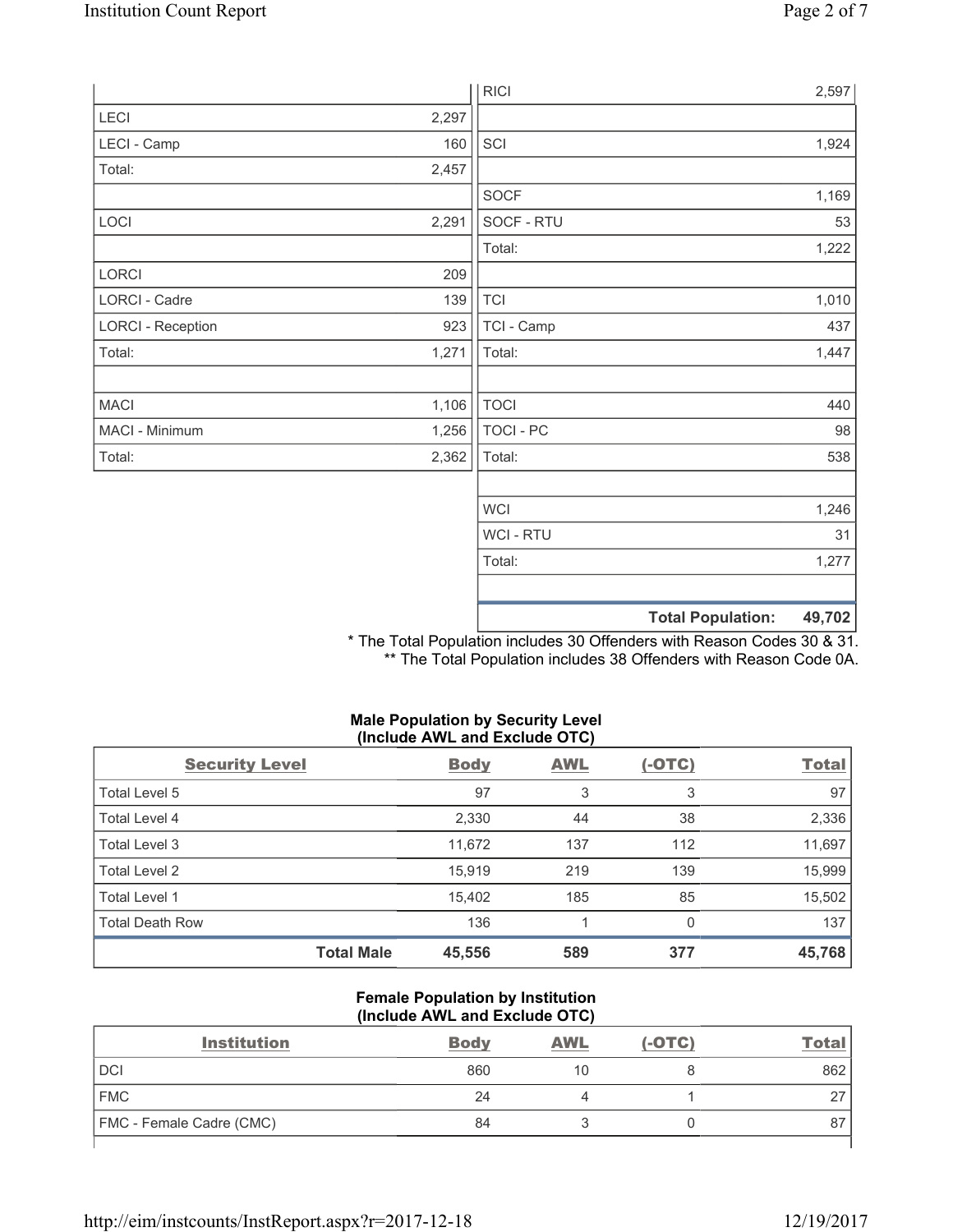| | | | |
|---|---|---|---|
| | | RICI | 2,597 |
| LECI | 2,297 | | |
| LECI - Camp | 160 | SCI | 1,924 |
| Total: | 2,457 | | |
| | | SOCF | 1,169 |
| LOCI | 2,291 | SOCF - RTU | 53 |
| | | Total: | 1,222 |
| LORCI | 209 | | |
| LORCI - Cadre | 139 | TCI | 1,010 |
| LORCI - Reception | 923 | TCI - Camp | 437 |
| Total: | 1,271 | Total: | 1,447 |
| | | | |
| MACI | 1,106 | TOCI | 440 |
| MACI - Minimum | 1,256 | TOCI - PC | 98 |
| Total: | 2,362 | Total: | 538 |
| | | | |
| | | WCI | 1,246 |
| | | WCI - RTU | 31 |
| | | Total: | 1,277 |
| | | | |
| | | **Total Population:** | **49,702** |

* The Total Population includes 30 Offenders with Reason Codes 30 & 31.
** The Total Population includes 38 Offenders with Reason Code 0A.

**Male Population by Security Level (Include AWL and Exclude OTC)**

| Security Level | Body | AWL | (-OTC) | Total |
|---|---|---|---|---|
| Total Level 5 | 97 | 3 | 3 | 97 |
| Total Level 4 | 2,330 | 44 | 38 | 2,336 |
| Total Level 3 | 11,672 | 137 | 112 | 11,697 |
| Total Level 2 | 15,919 | 219 | 139 | 15,999 |
| Total Level 1 | 15,402 | 185 | 85 | 15,502 |
| Total Death Row | 136 | 1 | 0 | 137 |
| **Total Male** | **45,556** | **589** | **377** | **45,768** |

**Female Population by Institution (Include AWL and Exclude OTC)**

| Institution | Body | AWL | (-OTC) | Total |
|---|---|---|---|---|
| DCI | 860 | 10 | 8 | 862 |
| FMC | 24 | 4 | 1 | 27 |
| FMC - Female Cadre (CMC) | 84 | 3 | 0 | 87 |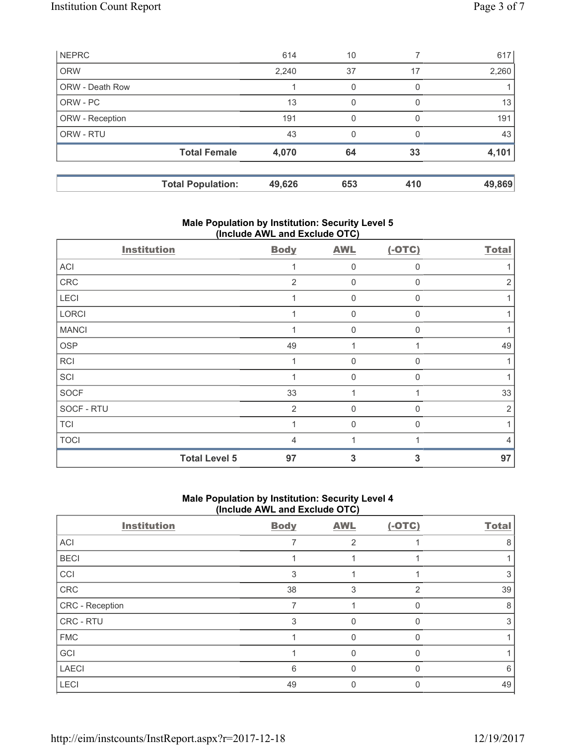| | | | | |
|---|---|---|---|---|
| NEPRC | 614 | 10 | 7 | 617 |
| ORW | 2,240 | 37 | 17 | 2,260 |
| ORW - Death Row | 1 | 0 | 0 | 1 |
| ORW - PC | 13 | 0 | 0 | 13 |
| ORW - Reception | 191 | 0 | 0 | 191 |
| ORW - RTU | 43 | 0 | 0 | 43 |
| **Total Female** | **4,070** | **64** | **33** | **4,101** |

| | | | | |
|---|---|---|---|---|
| **Total Population:** | **49,626** | **653** | **410** | **49,869** |

### Male Population by Institution: Security Level 5 (Include AWL and Exclude OTC)

| Institution | Body | AWL | (-OTC) | Total |
|---|---|---|---|---|
| ACI | 1 | 0 | 0 | 1 |
| CRC | 2 | 0 | 0 | 2 |
| LECI | 1 | 0 | 0 | 1 |
| LORCI | 1 | 0 | 0 | 1 |
| MANCI | 1 | 0 | 0 | 1 |
| OSP | 49 | 1 | 1 | 49 |
| RCI | 1 | 0 | 0 | 1 |
| SCI | 1 | 0 | 0 | 1 |
| SOCF | 33 | 1 | 1 | 33 |
| SOCF - RTU | 2 | 0 | 0 | 2 |
| TCI | 1 | 0 | 0 | 1 |
| TOCI | 4 | 1 | 1 | 4 |
| **Total Level 5** | **97** | **3** | **3** | **97** |

### Male Population by Institution: Security Level 4 (Include AWL and Exclude OTC)

| Institution | Body | AWL | (-OTC) | Total |
|---|---|---|---|---|
| ACI | 7 | 2 | 1 | 8 |
| BECI | 1 | 1 | 1 | 1 |
| CCI | 3 | 1 | 1 | 3 |
| CRC | 38 | 3 | 2 | 39 |
| CRC - Reception | 7 | 1 | 0 | 8 |
| CRC - RTU | 3 | 0 | 0 | 3 |
| FMC | 1 | 0 | 0 | 1 |
| GCI | 1 | 0 | 0 | 1 |
| LAECI | 6 | 0 | 0 | 6 |
| LECI | 49 | 0 | 0 | 49 |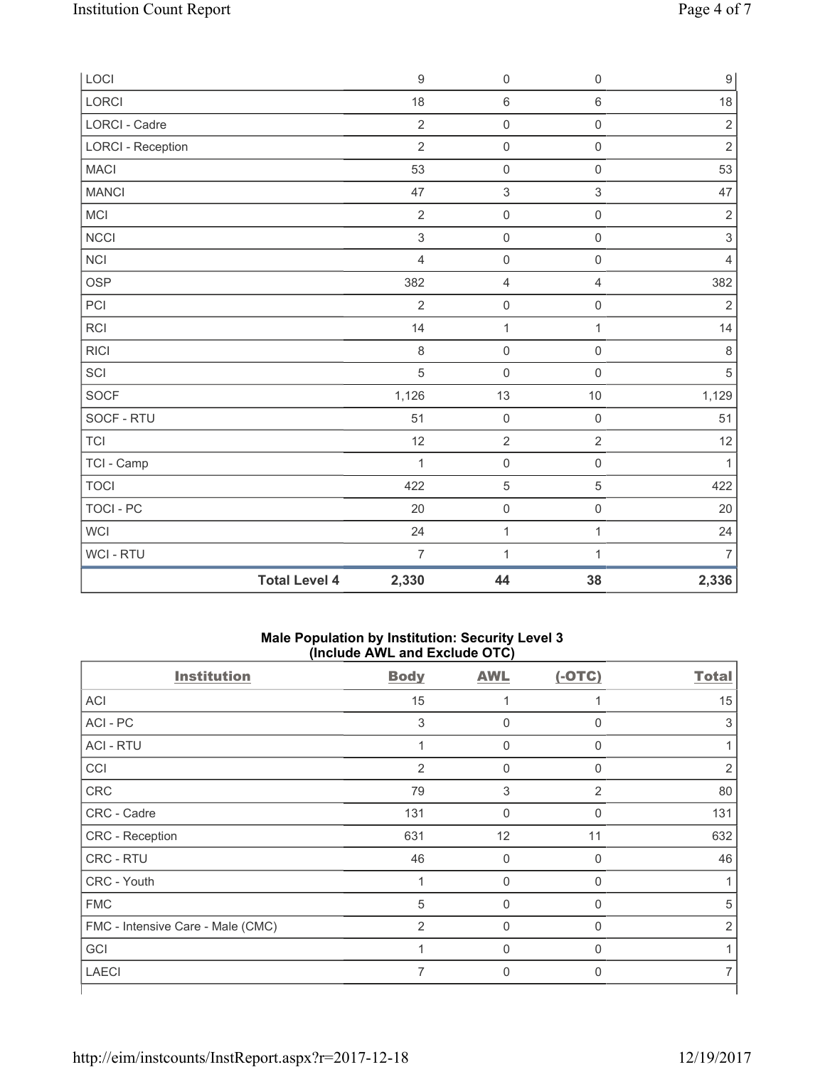| | Body | AWL | (-OTC) | Total |
|---|---|---|---|---|
| LOCI | 9 | 0 | 0 | 9 |
| LORCI | 18 | 6 | 6 | 18 |
| LORCI - Cadre | 2 | 0 | 0 | 2 |
| LORCI - Reception | 2 | 0 | 0 | 2 |
| MACI | 53 | 0 | 0 | 53 |
| MANCI | 47 | 3 | 3 | 47 |
| MCI | 2 | 0 | 0 | 2 |
| NCCI | 3 | 0 | 0 | 3 |
| NCI | 4 | 0 | 0 | 4 |
| OSP | 382 | 4 | 4 | 382 |
| PCI | 2 | 0 | 0 | 2 |
| RCI | 14 | 1 | 1 | 14 |
| RICI | 8 | 0 | 0 | 8 |
| SCI | 5 | 0 | 0 | 5 |
| SOCF | 1,126 | 13 | 10 | 1,129 |
| SOCF - RTU | 51 | 0 | 0 | 51 |
| TCI | 12 | 2 | 2 | 12 |
| TCI - Camp | 1 | 0 | 0 | 1 |
| TOCI | 422 | 5 | 5 | 422 |
| TOCI - PC | 20 | 0 | 0 | 20 |
| WCI | 24 | 1 | 1 | 24 |
| WCI - RTU | 7 | 1 | 1 | 7 |
| **Total Level 4** | **2,330** | **44** | **38** | **2,336** |

**Male Population by Institution: Security Level 3 (Include AWL and Exclude OTC)**

| Institution | Body | AWL | (-OTC) | Total |
|---|---|---|---|---|
| ACI | 15 | 1 | 1 | 15 |
| ACI - PC | 3 | 0 | 0 | 3 |
| ACI - RTU | 1 | 0 | 0 | 1 |
| CCI | 2 | 0 | 0 | 2 |
| CRC | 79 | 3 | 2 | 80 |
| CRC - Cadre | 131 | 0 | 0 | 131 |
| CRC - Reception | 631 | 12 | 11 | 632 |
| CRC - RTU | 46 | 0 | 0 | 46 |
| CRC - Youth | 1 | 0 | 0 | 1 |
| FMC | 5 | 0 | 0 | 5 |
| FMC - Intensive Care - Male (CMC) | 2 | 0 | 0 | 2 |
| GCI | 1 | 0 | 0 | 1 |
| LAECI | 7 | 0 | 0 | 7 |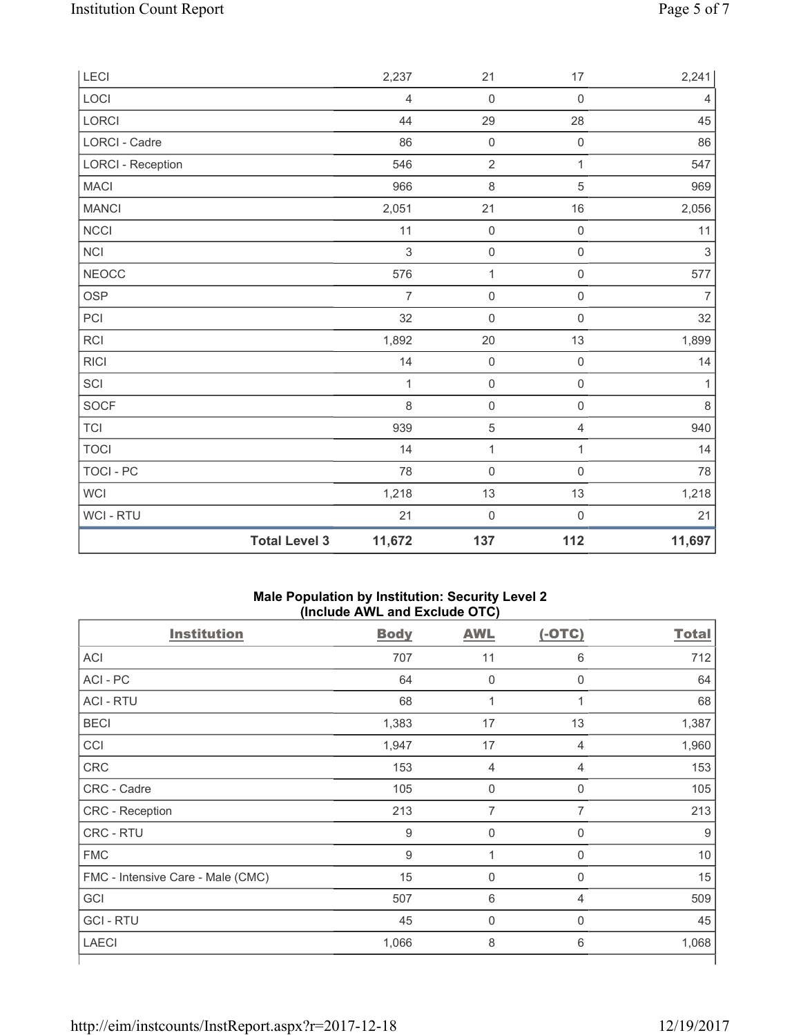| LECI | 2,237 | 21 | 17 | 2,241 |
|---|---|---|---|---|
| LOCI | 4 | 0 | 0 | 4 |
| LORCI | 44 | 29 | 28 | 45 |
| LORCI - Cadre | 86 | 0 | 0 | 86 |
| LORCI - Reception | 546 | 2 | 1 | 547 |
| MACI | 966 | 8 | 5 | 969 |
| MANCI | 2,051 | 21 | 16 | 2,056 |
| NCCI | 11 | 0 | 0 | 11 |
| NCI | 3 | 0 | 0 | 3 |
| NEOCC | 576 | 1 | 0 | 577 |
| OSP | 7 | 0 | 0 | 7 |
| PCI | 32 | 0 | 0 | 32 |
| RCI | 1,892 | 20 | 13 | 1,899 |
| RICI | 14 | 0 | 0 | 14 |
| SCI | 1 | 0 | 0 | 1 |
| SOCF | 8 | 0 | 0 | 8 |
| TCI | 939 | 5 | 4 | 940 |
| TOCI | 14 | 1 | 1 | 14 |
| TOCI - PC | 78 | 0 | 0 | 78 |
| WCI | 1,218 | 13 | 13 | 1,218 |
| WCI - RTU | 21 | 0 | 0 | 21 |
| **Total Level 3** | **11,672** | **137** | **112** | **11,697** |

## Male Population by Institution: Security Level 2 (Include AWL and Exclude OTC)

| Institution | Body | AWL | (-OTC) | Total |
|---|---|---|---|---|
| ACI | 707 | 11 | 6 | 712 |
| ACI - PC | 64 | 0 | 0 | 64 |
| ACI - RTU | 68 | 1 | 1 | 68 |
| BECI | 1,383 | 17 | 13 | 1,387 |
| CCI | 1,947 | 17 | 4 | 1,960 |
| CRC | 153 | 4 | 4 | 153 |
| CRC - Cadre | 105 | 0 | 0 | 105 |
| CRC - Reception | 213 | 7 | 7 | 213 |
| CRC - RTU | 9 | 0 | 0 | 9 |
| FMC | 9 | 1 | 0 | 10 |
| FMC - Intensive Care - Male (CMC) | 15 | 0 | 0 | 15 |
| GCI | 507 | 6 | 4 | 509 |
| GCI - RTU | 45 | 0 | 0 | 45 |
| LAECI | 1,066 | 8 | 6 | 1,068 |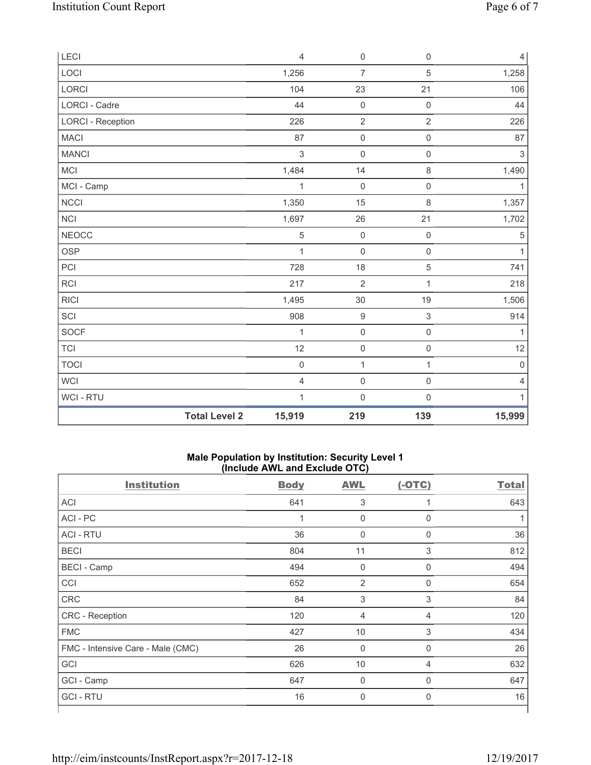| | | | | |
|---|---|---|---|---|
| LECI | 4 | 0 | 0 | 4 |
| LOCI | 1,256 | 7 | 5 | 1,258 |
| LORCI | 104 | 23 | 21 | 106 |
| LORCI - Cadre | 44 | 0 | 0 | 44 |
| LORCI - Reception | 226 | 2 | 2 | 226 |
| MACI | 87 | 0 | 0 | 87 |
| MANCI | 3 | 0 | 0 | 3 |
| MCI | 1,484 | 14 | 8 | 1,490 |
| MCI - Camp | 1 | 0 | 0 | 1 |
| NCCI | 1,350 | 15 | 8 | 1,357 |
| NCI | 1,697 | 26 | 21 | 1,702 |
| NEOCC | 5 | 0 | 0 | 5 |
| OSP | 1 | 0 | 0 | 1 |
| PCI | 728 | 18 | 5 | 741 |
| RCI | 217 | 2 | 1 | 218 |
| RICI | 1,495 | 30 | 19 | 1,506 |
| SCI | 908 | 9 | 3 | 914 |
| SOCF | 1 | 0 | 0 | 1 |
| TCI | 12 | 0 | 0 | 12 |
| TOCI | 0 | 1 | 1 | 0 |
| WCI | 4 | 0 | 0 | 4 |
| WCI - RTU | 1 | 0 | 0 | 1 |
| **Total Level 2** | **15,919** | **219** | **139** | **15,999** |

### Male Population by Institution: Security Level 1 (Include AWL and Exclude OTC)

| Institution | Body | AWL | (-OTC) | Total |
|---|---|---|---|---|
| ACI | 641 | 3 | 1 | 643 |
| ACI - PC | 1 | 0 | 0 | 1 |
| ACI - RTU | 36 | 0 | 0 | 36 |
| BECI | 804 | 11 | 3 | 812 |
| BECI - Camp | 494 | 0 | 0 | 494 |
| CCI | 652 | 2 | 0 | 654 |
| CRC | 84 | 3 | 3 | 84 |
| CRC - Reception | 120 | 4 | 4 | 120 |
| FMC | 427 | 10 | 3 | 434 |
| FMC - Intensive Care - Male (CMC) | 26 | 0 | 0 | 26 |
| GCI | 626 | 10 | 4 | 632 |
| GCI - Camp | 647 | 0 | 0 | 647 |
| GCI - RTU | 16 | 0 | 0 | 16 |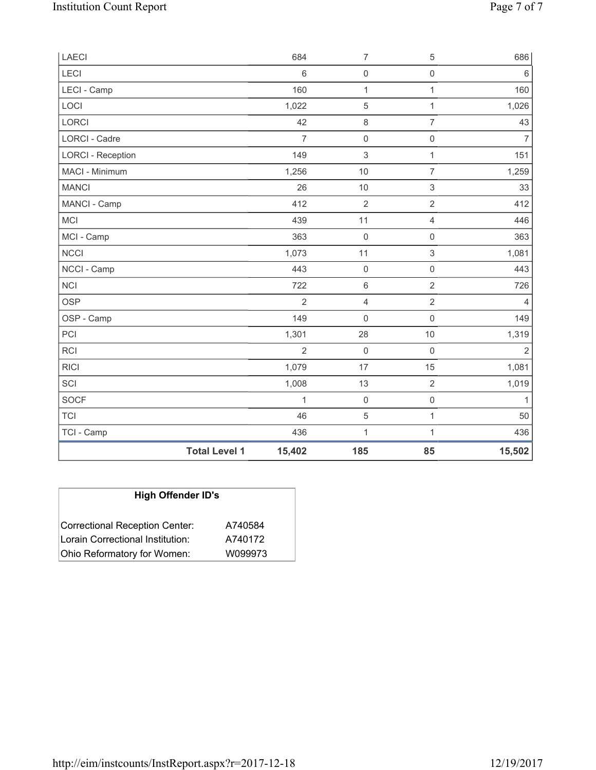| | | | | |
|---|---|---|---|---|
| LAECI | 684 | 7 | 5 | 686 |
| LECI | 6 | 0 | 0 | 6 |
| LECI - Camp | 160 | 1 | 1 | 160 |
| LOCI | 1,022 | 5 | 1 | 1,026 |
| LORCI | 42 | 8 | 7 | 43 |
| LORCI - Cadre | 7 | 0 | 0 | 7 |
| LORCI - Reception | 149 | 3 | 1 | 151 |
| MACI - Minimum | 1,256 | 10 | 7 | 1,259 |
| MANCI | 26 | 10 | 3 | 33 |
| MANCI - Camp | 412 | 2 | 2 | 412 |
| MCI | 439 | 11 | 4 | 446 |
| MCI - Camp | 363 | 0 | 0 | 363 |
| NCCI | 1,073 | 11 | 3 | 1,081 |
| NCCI - Camp | 443 | 0 | 0 | 443 |
| NCI | 722 | 6 | 2 | 726 |
| OSP | 2 | 4 | 2 | 4 |
| OSP - Camp | 149 | 0 | 0 | 149 |
| PCI | 1,301 | 28 | 10 | 1,319 |
| RCI | 2 | 0 | 0 | 2 |
| RICI | 1,079 | 17 | 15 | 1,081 |
| SCI | 1,008 | 13 | 2 | 1,019 |
| SOCF | 1 | 0 | 0 | 1 |
| TCI | 46 | 5 | 1 | 50 |
| TCI - Camp | 436 | 1 | 1 | 436 |
| **Total Level 1** | **15,402** | **185** | **85** | **15,502** |

| **High Offender ID's** | |
|---|---|
| Correctional Reception Center: | A740584 |
| Lorain Correctional Institution: | A740172 |
| Ohio Reformatory for Women: | W099973 |